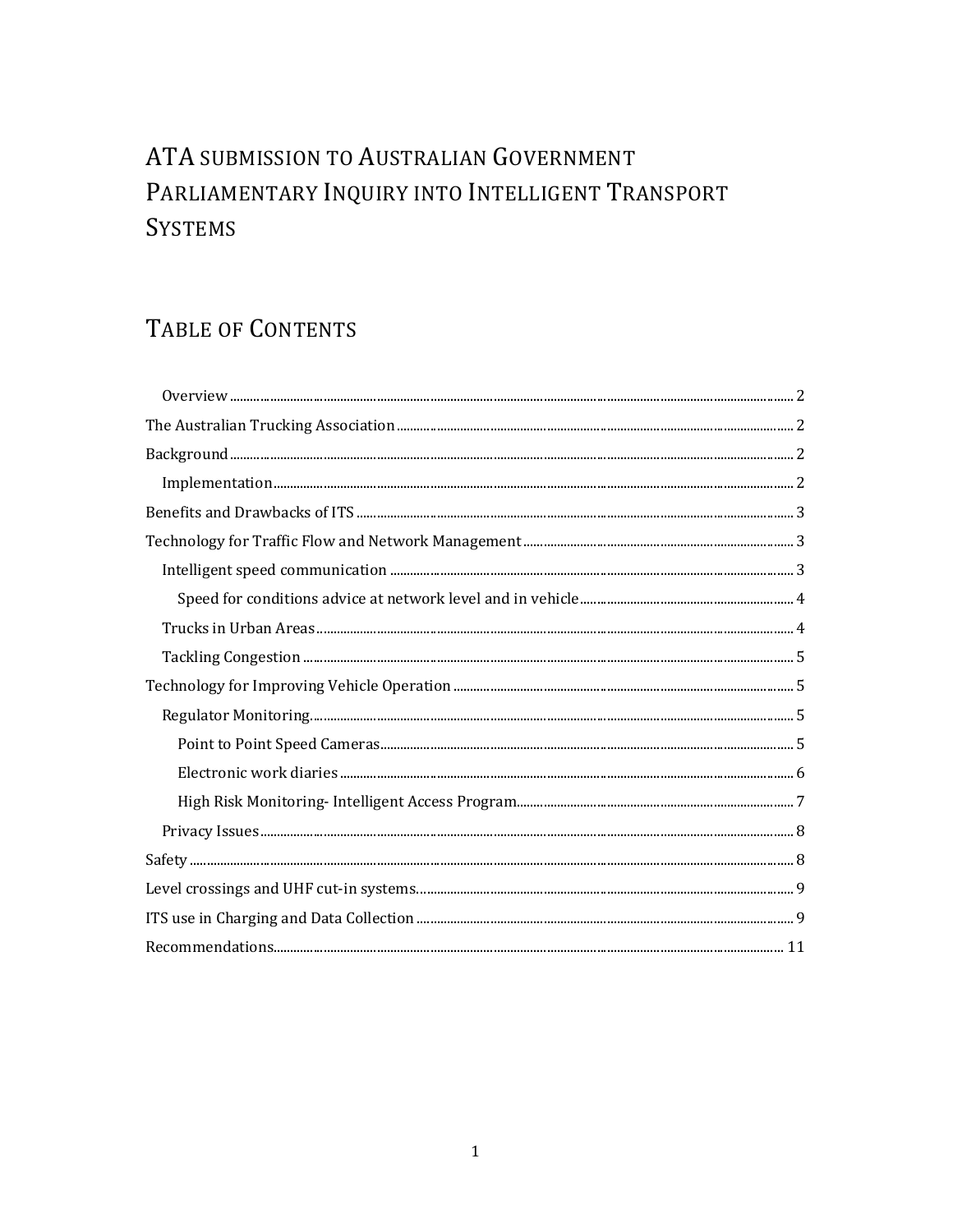# ATA SUBMISSION TO AUSTRALIAN GOVERNMENT PARLIAMENTARY INQUIRY INTO INTELLIGENT TRANSPORT SYSTEMS

## TABLE OF CONTENTS

- Overview ... 2
- The Australian Trucking Association ... 2
- Background ... 2
  - Implementation ... 2
- Benefits and Drawbacks of ITS ... 3
- Technology for Traffic Flow and Network Management ... 3
  - Intelligent speed communication ... 3
    - Speed for conditions advice at network level and in vehicle ... 4
  - Trucks in Urban Areas ... 4
  - Tackling Congestion ... 5
- Technology for Improving Vehicle Operation ... 5
  - Regulator Monitoring ... 5
    - Point to Point Speed Cameras ... 5
    - Electronic work diaries ... 6
    - High Risk Monitoring- Intelligent Access Program ... 7
  - Privacy Issues ... 8
- Safety ... 8
- Level crossings and UHF cut-in systems ... 9
- ITS use in Charging and Data Collection ... 9
- Recommendations ... 11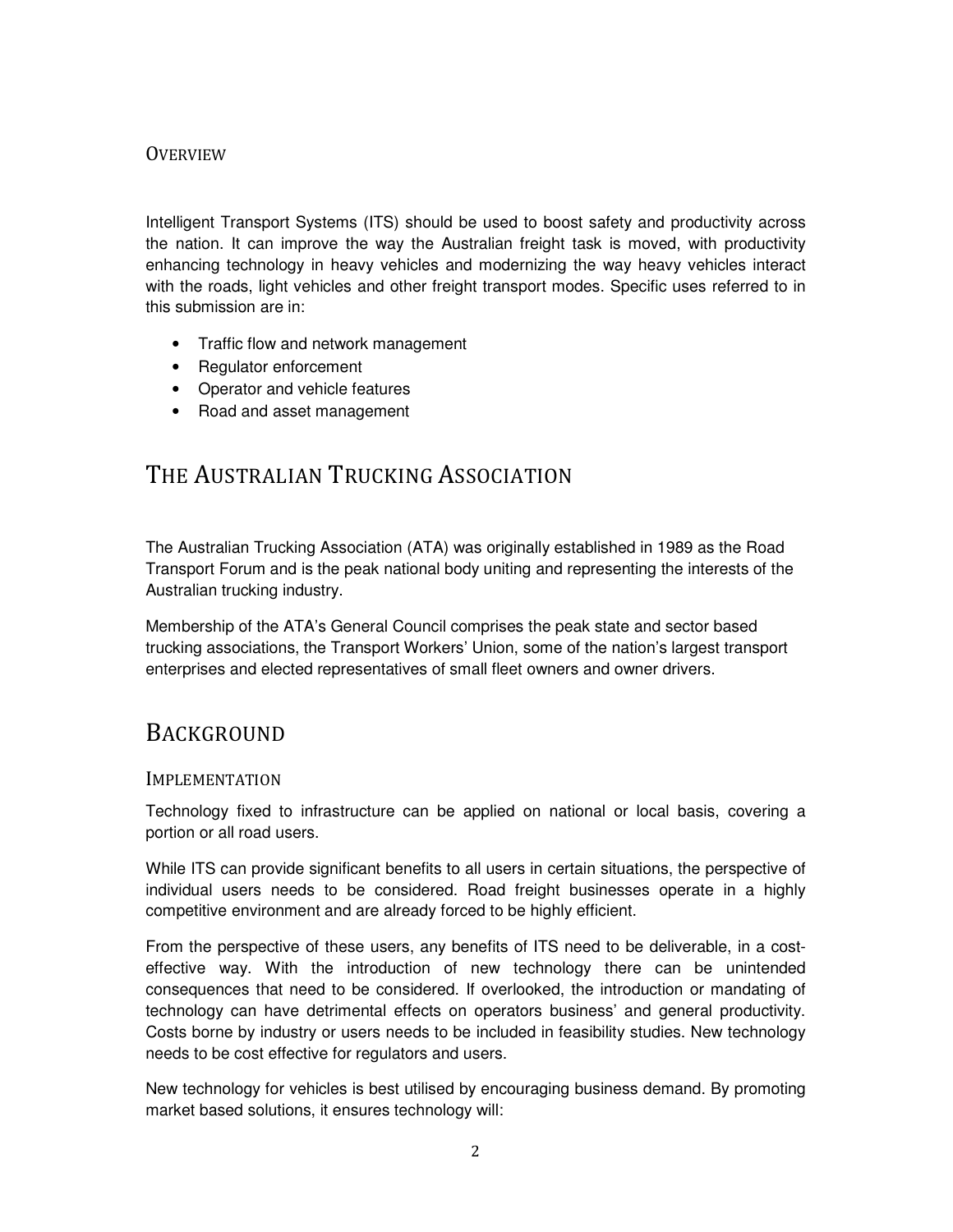## Overview

Intelligent Transport Systems (ITS) should be used to boost safety and productivity across the nation. It can improve the way the Australian freight task is moved, with productivity enhancing technology in heavy vehicles and modernizing the way heavy vehicles interact with the roads, light vehicles and other freight transport modes. Specific uses referred to in this submission are in:

- Traffic flow and network management
- Regulator enforcement
- Operator and vehicle features
- Road and asset management

# The Australian Trucking Association

The Australian Trucking Association (ATA) was originally established in 1989 as the Road Transport Forum and is the peak national body uniting and representing the interests of the Australian trucking industry.

Membership of the ATA's General Council comprises the peak state and sector based trucking associations, the Transport Workers' Union, some of the nation's largest transport enterprises and elected representatives of small fleet owners and owner drivers.

# Background

## Implementation

Technology fixed to infrastructure can be applied on national or local basis, covering a portion or all road users.

While ITS can provide significant benefits to all users in certain situations, the perspective of individual users needs to be considered. Road freight businesses operate in a highly competitive environment and are already forced to be highly efficient.

From the perspective of these users, any benefits of ITS need to be deliverable, in a cost-effective way. With the introduction of new technology there can be unintended consequences that need to be considered. If overlooked, the introduction or mandating of technology can have detrimental effects on operators business' and general productivity. Costs borne by industry or users needs to be included in feasibility studies. New technology needs to be cost effective for regulators and users.

New technology for vehicles is best utilised by encouraging business demand. By promoting market based solutions, it ensures technology will: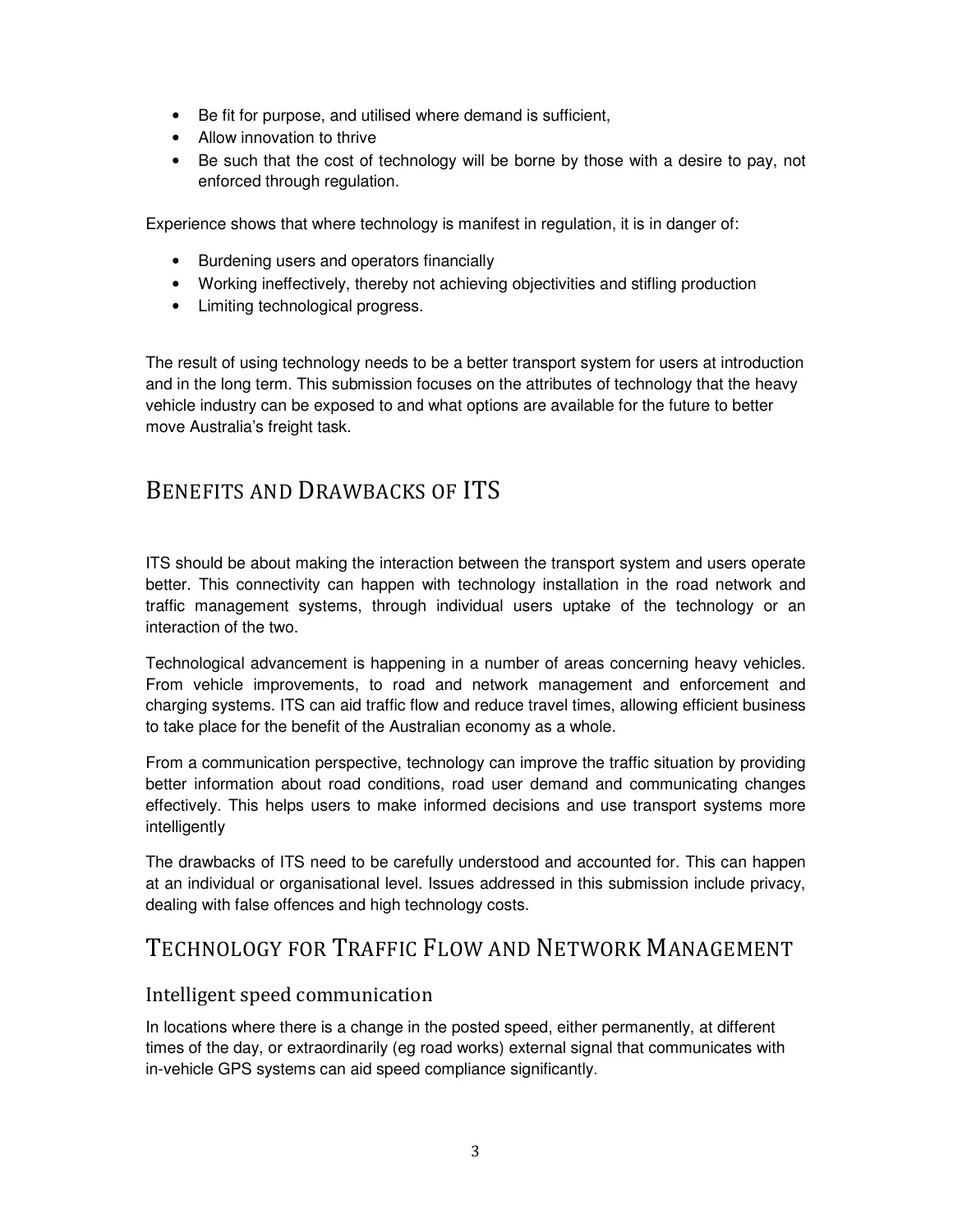- Be fit for purpose, and utilised where demand is sufficient,
- Allow innovation to thrive
- Be such that the cost of technology will be borne by those with a desire to pay, not enforced through regulation.

Experience shows that where technology is manifest in regulation, it is in danger of:

- Burdening users and operators financially
- Working ineffectively, thereby not achieving objectivities and stifling production
- Limiting technological progress.

The result of using technology needs to be a better transport system for users at introduction and in the long term. This submission focuses on the attributes of technology that the heavy vehicle industry can be exposed to and what options are available for the future to better move Australia's freight task.

## Benefits and Drawbacks of ITS

ITS should be about making the interaction between the transport system and users operate better. This connectivity can happen with technology installation in the road network and traffic management systems, through individual users uptake of the technology or an interaction of the two.

Technological advancement is happening in a number of areas concerning heavy vehicles. From vehicle improvements, to road and network management and enforcement and charging systems. ITS can aid traffic flow and reduce travel times, allowing efficient business to take place for the benefit of the Australian economy as a whole.

From a communication perspective, technology can improve the traffic situation by providing better information about road conditions, road user demand and communicating changes effectively. This helps users to make informed decisions and use transport systems more intelligently

The drawbacks of ITS need to be carefully understood and accounted for. This can happen at an individual or organisational level. Issues addressed in this submission include privacy, dealing with false offences and high technology costs.

## Technology for Traffic Flow and Network Management

### Intelligent speed communication

In locations where there is a change in the posted speed, either permanently, at different times of the day, or extraordinarily (eg road works) external signal that communicates with in-vehicle GPS systems can aid speed compliance significantly.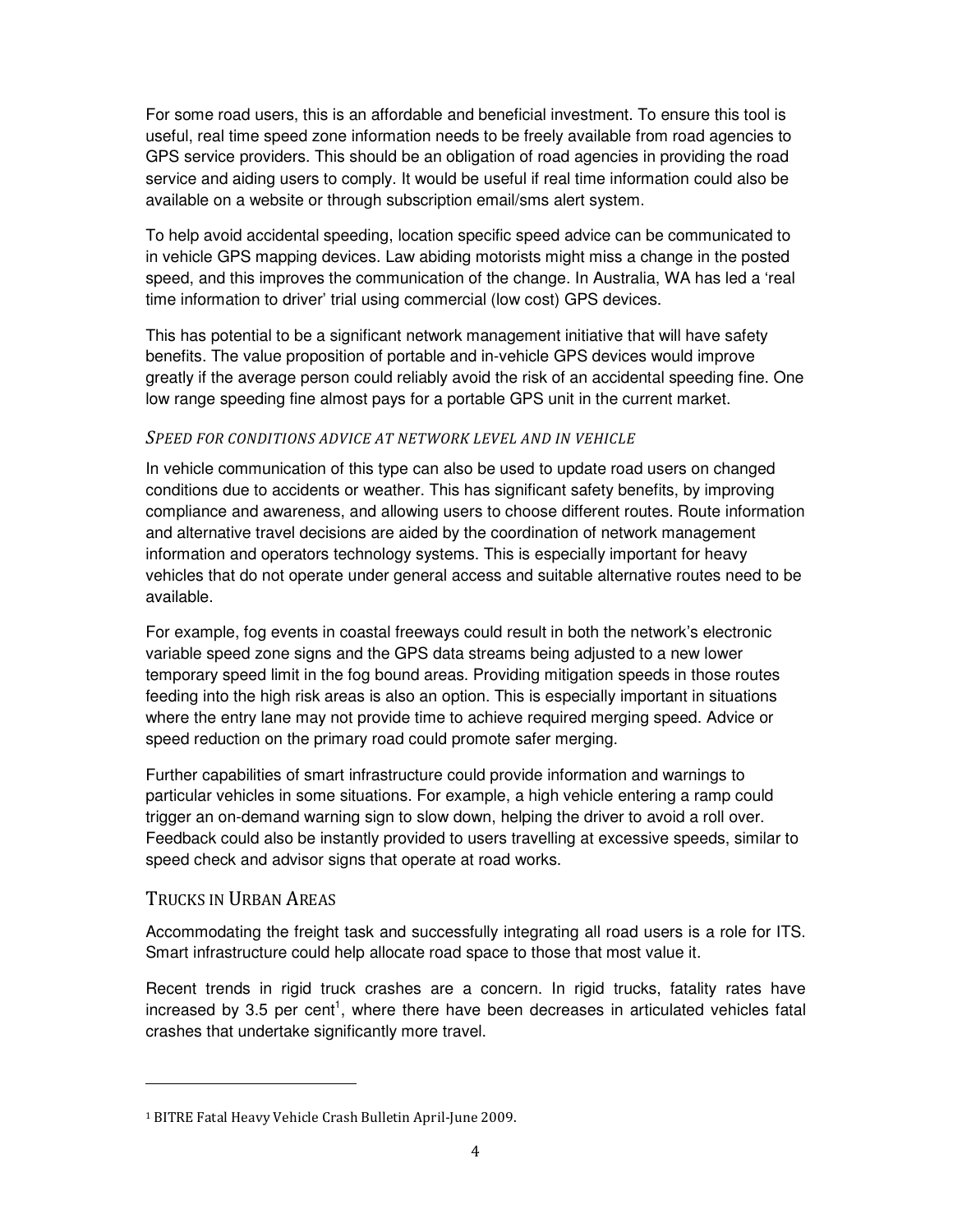For some road users, this is an affordable and beneficial investment. To ensure this tool is useful, real time speed zone information needs to be freely available from road agencies to GPS service providers. This should be an obligation of road agencies in providing the road service and aiding users to comply. It would be useful if real time information could also be available on a website or through subscription email/sms alert system.

To help avoid accidental speeding, location specific speed advice can be communicated to in vehicle GPS mapping devices. Law abiding motorists might miss a change in the posted speed, and this improves the communication of the change. In Australia, WA has led a 'real time information to driver' trial using commercial (low cost) GPS devices.

This has potential to be a significant network management initiative that will have safety benefits. The value proposition of portable and in-vehicle GPS devices would improve greatly if the average person could reliably avoid the risk of an accidental speeding fine. One low range speeding fine almost pays for a portable GPS unit in the current market.

### *Speed for conditions advice at network level and in vehicle*

In vehicle communication of this type can also be used to update road users on changed conditions due to accidents or weather. This has significant safety benefits, by improving compliance and awareness, and allowing users to choose different routes. Route information and alternative travel decisions are aided by the coordination of network management information and operators technology systems. This is especially important for heavy vehicles that do not operate under general access and suitable alternative routes need to be available.

For example, fog events in coastal freeways could result in both the network's electronic variable speed zone signs and the GPS data streams being adjusted to a new lower temporary speed limit in the fog bound areas. Providing mitigation speeds in those routes feeding into the high risk areas is also an option. This is especially important in situations where the entry lane may not provide time to achieve required merging speed. Advice or speed reduction on the primary road could promote safer merging.

Further capabilities of smart infrastructure could provide information and warnings to particular vehicles in some situations. For example, a high vehicle entering a ramp could trigger an on-demand warning sign to slow down, helping the driver to avoid a roll over. Feedback could also be instantly provided to users travelling at excessive speeds, similar to speed check and advisor signs that operate at road works.

## Trucks in Urban Areas

Accommodating the freight task and successfully integrating all road users is a role for ITS. Smart infrastructure could help allocate road space to those that most value it.

Recent trends in rigid truck crashes are a concern. In rigid trucks, fatality rates have increased by 3.5 per cent[1], where there have been decreases in articulated vehicles fatal crashes that undertake significantly more travel.

[1] BITRE Fatal Heavy Vehicle Crash Bulletin April-June 2009.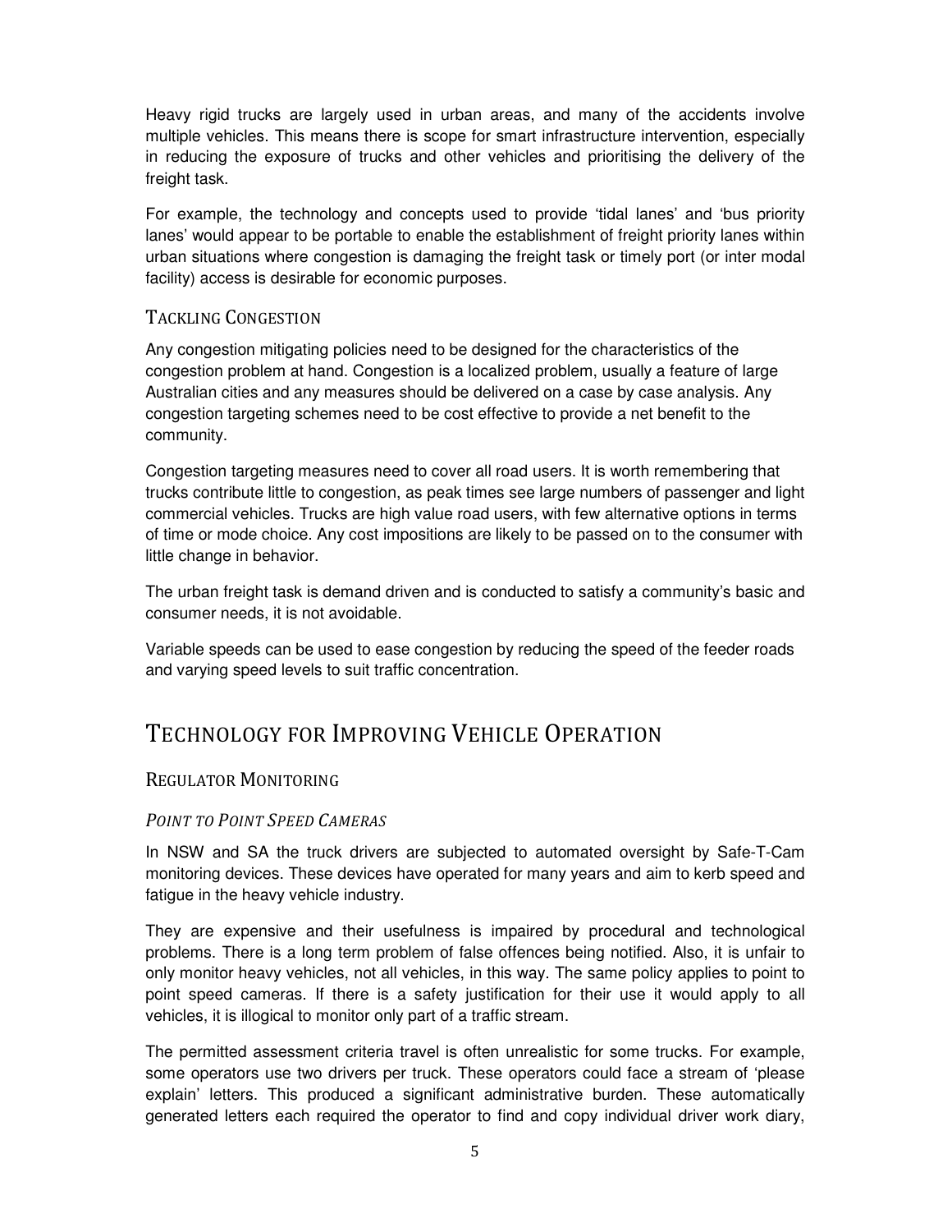Heavy rigid trucks are largely used in urban areas, and many of the accidents involve multiple vehicles. This means there is scope for smart infrastructure intervention, especially in reducing the exposure of trucks and other vehicles and prioritising the delivery of the freight task.

For example, the technology and concepts used to provide 'tidal lanes' and 'bus priority lanes' would appear to be portable to enable the establishment of freight priority lanes within urban situations where congestion is damaging the freight task or timely port (or inter modal facility) access is desirable for economic purposes.

### Tackling Congestion

Any congestion mitigating policies need to be designed for the characteristics of the congestion problem at hand. Congestion is a localized problem, usually a feature of large Australian cities and any measures should be delivered on a case by case analysis. Any congestion targeting schemes need to be cost effective to provide a net benefit to the community.

Congestion targeting measures need to cover all road users. It is worth remembering that trucks contribute little to congestion, as peak times see large numbers of passenger and light commercial vehicles. Trucks are high value road users, with few alternative options in terms of time or mode choice. Any cost impositions are likely to be passed on to the consumer with little change in behavior.

The urban freight task is demand driven and is conducted to satisfy a community's basic and consumer needs, it is not avoidable.

Variable speeds can be used to ease congestion by reducing the speed of the feeder roads and varying speed levels to suit traffic concentration.

## Technology for Improving Vehicle Operation

### Regulator Monitoring

#### *Point to Point Speed Cameras*

In NSW and SA the truck drivers are subjected to automated oversight by Safe-T-Cam monitoring devices. These devices have operated for many years and aim to kerb speed and fatigue in the heavy vehicle industry.

They are expensive and their usefulness is impaired by procedural and technological problems. There is a long term problem of false offences being notified. Also, it is unfair to only monitor heavy vehicles, not all vehicles, in this way. The same policy applies to point to point speed cameras. If there is a safety justification for their use it would apply to all vehicles, it is illogical to monitor only part of a traffic stream.

The permitted assessment criteria travel is often unrealistic for some trucks. For example, some operators use two drivers per truck. These operators could face a stream of 'please explain' letters. This produced a significant administrative burden. These automatically generated letters each required the operator to find and copy individual driver work diary,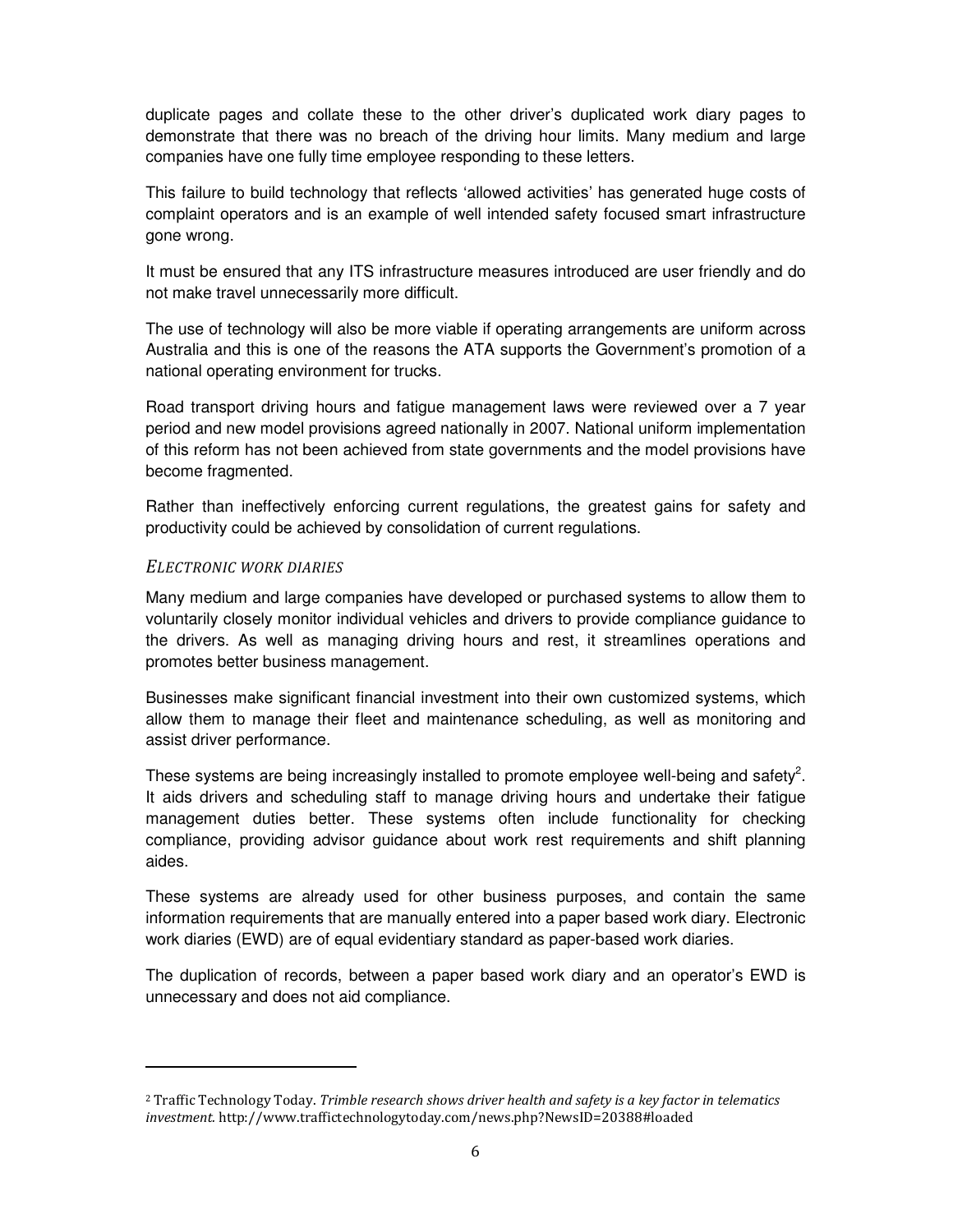duplicate pages and collate these to the other driver's duplicated work diary pages to demonstrate that there was no breach of the driving hour limits. Many medium and large companies have one fully time employee responding to these letters.

This failure to build technology that reflects 'allowed activities' has generated huge costs of complaint operators and is an example of well intended safety focused smart infrastructure gone wrong.

It must be ensured that any ITS infrastructure measures introduced are user friendly and do not make travel unnecessarily more difficult.

The use of technology will also be more viable if operating arrangements are uniform across Australia and this is one of the reasons the ATA supports the Government's promotion of a national operating environment for trucks.

Road transport driving hours and fatigue management laws were reviewed over a 7 year period and new model provisions agreed nationally in 2007. National uniform implementation of this reform has not been achieved from state governments and the model provisions have become fragmented.

Rather than ineffectively enforcing current regulations, the greatest gains for safety and productivity could be achieved by consolidation of current regulations.

### *ELECTRONIC WORK DIARIES*

Many medium and large companies have developed or purchased systems to allow them to voluntarily closely monitor individual vehicles and drivers to provide compliance guidance to the drivers. As well as managing driving hours and rest, it streamlines operations and promotes better business management.

Businesses make significant financial investment into their own customized systems, which allow them to manage their fleet and maintenance scheduling, as well as monitoring and assist driver performance.

These systems are being increasingly installed to promote employee well-being and safety[2]. It aids drivers and scheduling staff to manage driving hours and undertake their fatigue management duties better. These systems often include functionality for checking compliance, providing advisor guidance about work rest requirements and shift planning aides.

These systems are already used for other business purposes, and contain the same information requirements that are manually entered into a paper based work diary. Electronic work diaries (EWD) are of equal evidentiary standard as paper-based work diaries.

The duplication of records, between a paper based work diary and an operator's EWD is unnecessary and does not aid compliance.

---

[2] Traffic Technology Today. *Trimble research shows driver health and safety is a key factor in telematics investment.* http://www.traffictechnologytoday.com/news.php?NewsID=20388#loaded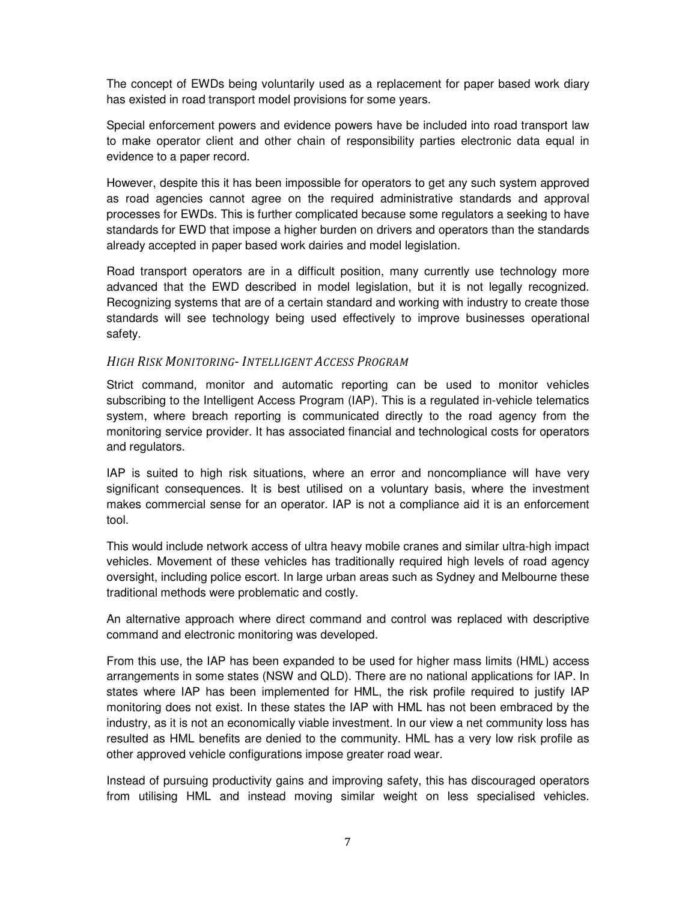The concept of EWDs being voluntarily used as a replacement for paper based work diary has existed in road transport model provisions for some years.

Special enforcement powers and evidence powers have be included into road transport law to make operator client and other chain of responsibility parties electronic data equal in evidence to a paper record.

However, despite this it has been impossible for operators to get any such system approved as road agencies cannot agree on the required administrative standards and approval processes for EWDs. This is further complicated because some regulators a seeking to have standards for EWD that impose a higher burden on drivers and operators than the standards already accepted in paper based work dairies and model legislation.

Road transport operators are in a difficult position, many currently use technology more advanced that the EWD described in model legislation, but it is not legally recognized. Recognizing systems that are of a certain standard and working with industry to create those standards will see technology being used effectively to improve businesses operational safety.

### *High Risk Monitoring- Intelligent Access Program*

Strict command, monitor and automatic reporting can be used to monitor vehicles subscribing to the Intelligent Access Program (IAP). This is a regulated in-vehicle telematics system, where breach reporting is communicated directly to the road agency from the monitoring service provider. It has associated financial and technological costs for operators and regulators.

IAP is suited to high risk situations, where an error and noncompliance will have very significant consequences. It is best utilised on a voluntary basis, where the investment makes commercial sense for an operator. IAP is not a compliance aid it is an enforcement tool.

This would include network access of ultra heavy mobile cranes and similar ultra-high impact vehicles. Movement of these vehicles has traditionally required high levels of road agency oversight, including police escort. In large urban areas such as Sydney and Melbourne these traditional methods were problematic and costly.

An alternative approach where direct command and control was replaced with descriptive command and electronic monitoring was developed.

From this use, the IAP has been expanded to be used for higher mass limits (HML) access arrangements in some states (NSW and QLD). There are no national applications for IAP. In states where IAP has been implemented for HML, the risk profile required to justify IAP monitoring does not exist. In these states the IAP with HML has not been embraced by the industry, as it is not an economically viable investment. In our view a net community loss has resulted as HML benefits are denied to the community. HML has a very low risk profile as other approved vehicle configurations impose greater road wear.

Instead of pursuing productivity gains and improving safety, this has discouraged operators from utilising HML and instead moving similar weight on less specialised vehicles.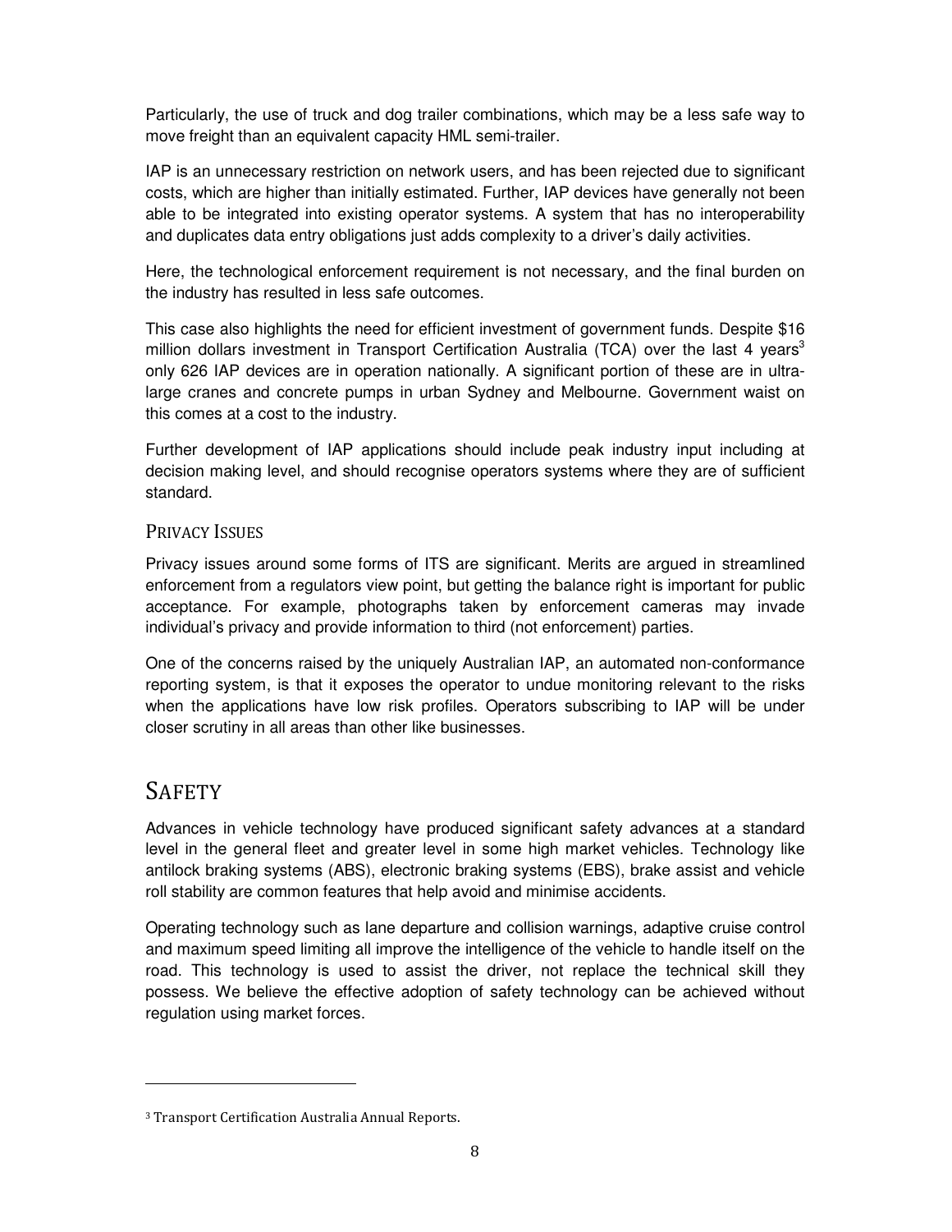Particularly, the use of truck and dog trailer combinations, which may be a less safe way to move freight than an equivalent capacity HML semi-trailer.

IAP is an unnecessary restriction on network users, and has been rejected due to significant costs, which are higher than initially estimated. Further, IAP devices have generally not been able to be integrated into existing operator systems. A system that has no interoperability and duplicates data entry obligations just adds complexity to a driver's daily activities.

Here, the technological enforcement requirement is not necessary, and the final burden on the industry has resulted in less safe outcomes.

This case also highlights the need for efficient investment of government funds. Despite $16 million dollars investment in Transport Certification Australia (TCA) over the last 4 years[3] only 626 IAP devices are in operation nationally. A significant portion of these are in ultra-large cranes and concrete pumps in urban Sydney and Melbourne. Government waist on this comes at a cost to the industry.

Further development of IAP applications should include peak industry input including at decision making level, and should recognise operators systems where they are of sufficient standard.

### Privacy Issues

Privacy issues around some forms of ITS are significant. Merits are argued in streamlined enforcement from a regulators view point, but getting the balance right is important for public acceptance. For example, photographs taken by enforcement cameras may invade individual's privacy and provide information to third (not enforcement) parties.

One of the concerns raised by the uniquely Australian IAP, an automated non-conformance reporting system, is that it exposes the operator to undue monitoring relevant to the risks when the applications have low risk profiles. Operators subscribing to IAP will be under closer scrutiny in all areas than other like businesses.

## Safety

Advances in vehicle technology have produced significant safety advances at a standard level in the general fleet and greater level in some high market vehicles. Technology like antilock braking systems (ABS), electronic braking systems (EBS), brake assist and vehicle roll stability are common features that help avoid and minimise accidents.

Operating technology such as lane departure and collision warnings, adaptive cruise control and maximum speed limiting all improve the intelligence of the vehicle to handle itself on the road. This technology is used to assist the driver, not replace the technical skill they possess. We believe the effective adoption of safety technology can be achieved without regulation using market forces.

---

[3] Transport Certification Australia Annual Reports.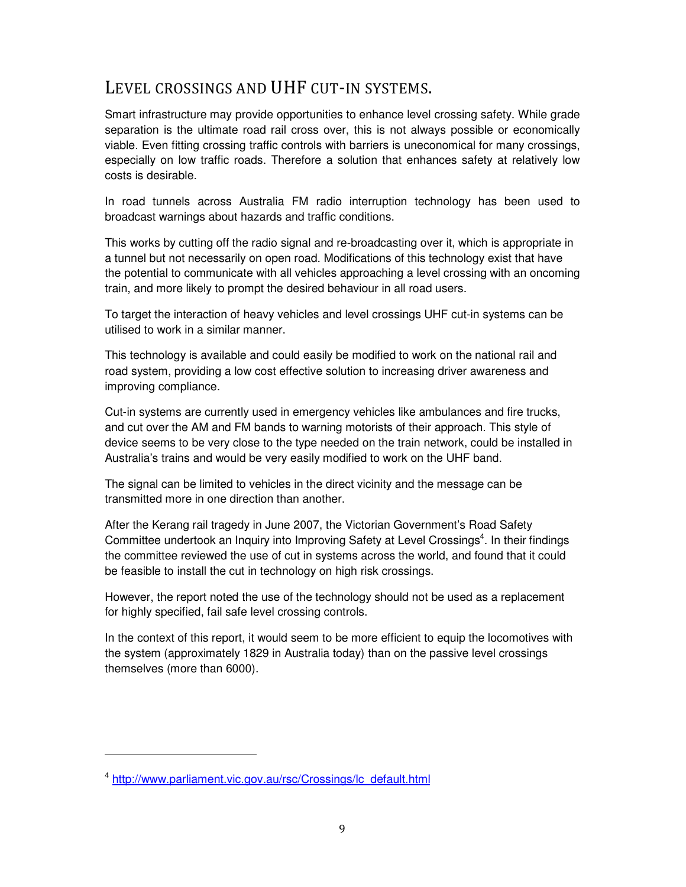## LEVEL CROSSINGS AND UHF CUT-IN SYSTEMS.

Smart infrastructure may provide opportunities to enhance level crossing safety. While grade separation is the ultimate road rail cross over, this is not always possible or economically viable. Even fitting crossing traffic controls with barriers is uneconomical for many crossings, especially on low traffic roads. Therefore a solution that enhances safety at relatively low costs is desirable.

In road tunnels across Australia FM radio interruption technology has been used to broadcast warnings about hazards and traffic conditions.

This works by cutting off the radio signal and re-broadcasting over it, which is appropriate in a tunnel but not necessarily on open road. Modifications of this technology exist that have the potential to communicate with all vehicles approaching a level crossing with an oncoming train, and more likely to prompt the desired behaviour in all road users.

To target the interaction of heavy vehicles and level crossings UHF cut-in systems can be utilised to work in a similar manner.

This technology is available and could easily be modified to work on the national rail and road system, providing a low cost effective solution to increasing driver awareness and improving compliance.

Cut-in systems are currently used in emergency vehicles like ambulances and fire trucks, and cut over the AM and FM bands to warning motorists of their approach. This style of device seems to be very close to the type needed on the train network, could be installed in Australia's trains and would be very easily modified to work on the UHF band.

The signal can be limited to vehicles in the direct vicinity and the message can be transmitted more in one direction than another.

After the Kerang rail tragedy in June 2007, the Victorian Government's Road Safety Committee undertook an Inquiry into Improving Safety at Level Crossings[4]. In their findings the committee reviewed the use of cut in systems across the world, and found that it could be feasible to install the cut in technology on high risk crossings.

However, the report noted the use of the technology should not be used as a replacement for highly specified, fail safe level crossing controls.

In the context of this report, it would seem to be more efficient to equip the locomotives with the system (approximately 1829 in Australia today) than on the passive level crossings themselves (more than 6000).

---

[4] http://www.parliament.vic.gov.au/rsc/Crossings/lc_default.html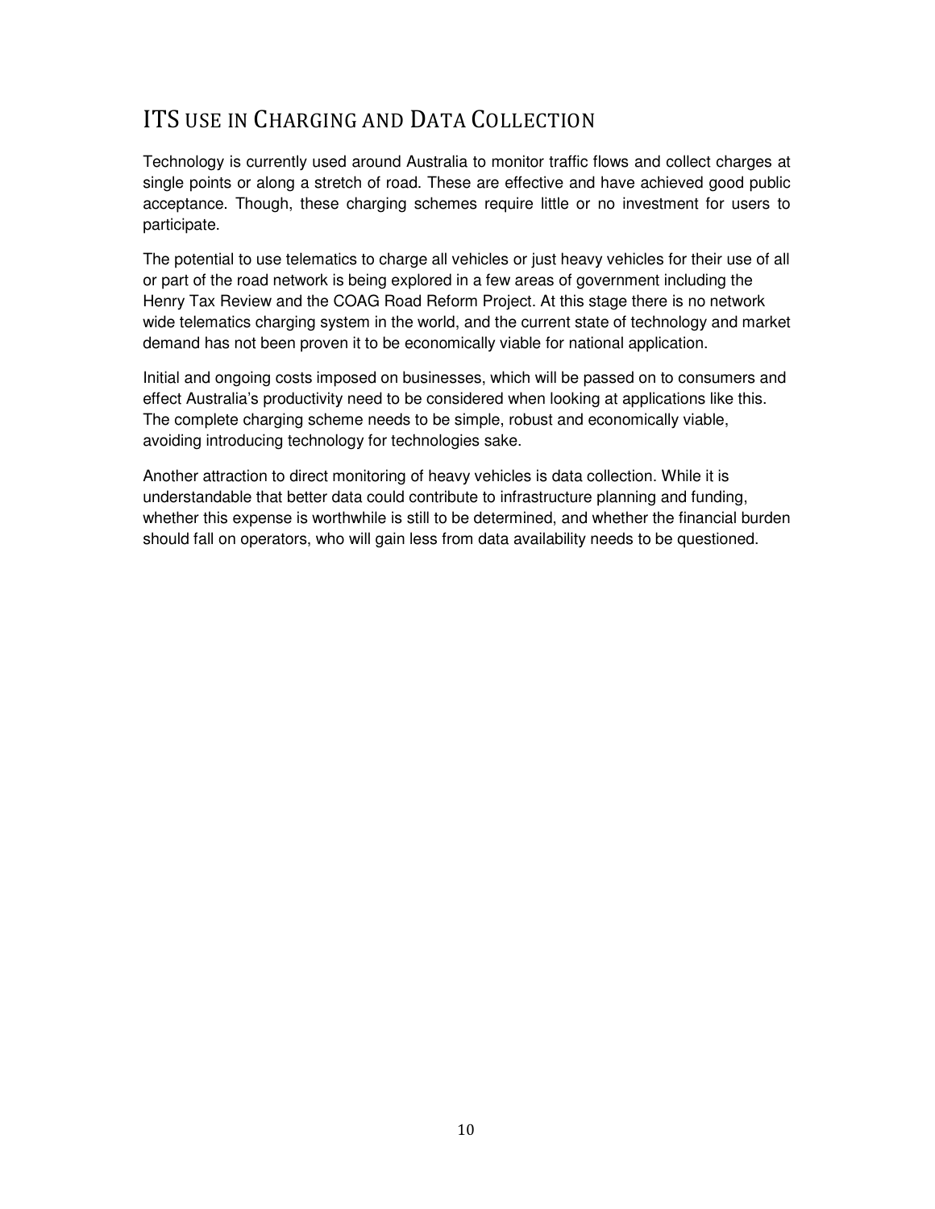## ITS USE IN CHARGING AND DATA COLLECTION

Technology is currently used around Australia to monitor traffic flows and collect charges at single points or along a stretch of road. These are effective and have achieved good public acceptance. Though, these charging schemes require little or no investment for users to participate.

The potential to use telematics to charge all vehicles or just heavy vehicles for their use of all or part of the road network is being explored in a few areas of government including the Henry Tax Review and the COAG Road Reform Project. At this stage there is no network wide telematics charging system in the world, and the current state of technology and market demand has not been proven it to be economically viable for national application.

Initial and ongoing costs imposed on businesses, which will be passed on to consumers and effect Australia's productivity need to be considered when looking at applications like this. The complete charging scheme needs to be simple, robust and economically viable, avoiding introducing technology for technologies sake.

Another attraction to direct monitoring of heavy vehicles is data collection. While it is understandable that better data could contribute to infrastructure planning and funding, whether this expense is worthwhile is still to be determined, and whether the financial burden should fall on operators, who will gain less from data availability needs to be questioned.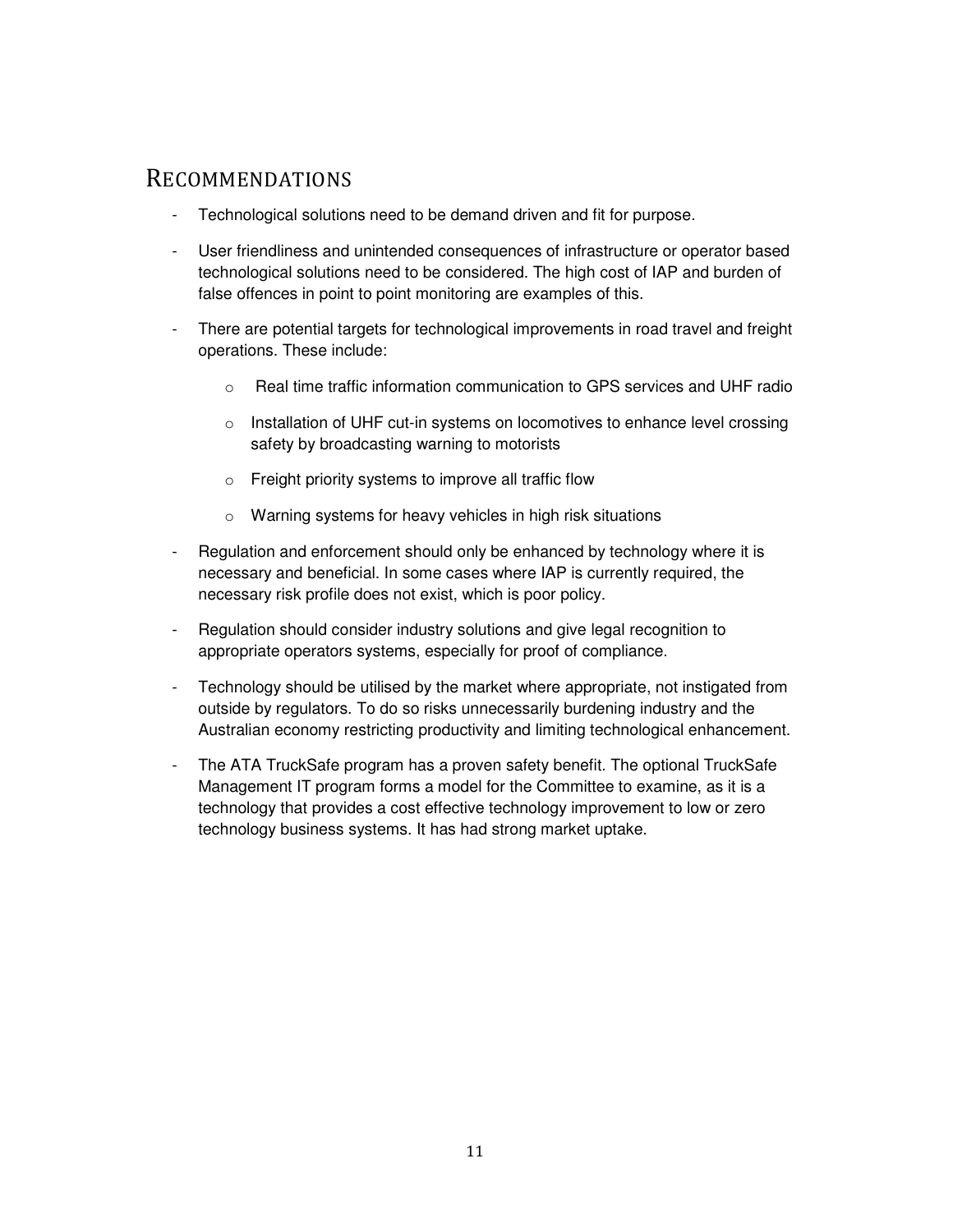## Recommendations

- Technological solutions need to be demand driven and fit for purpose.
- User friendliness and unintended consequences of infrastructure or operator based technological solutions need to be considered. The high cost of IAP and burden of false offences in point to point monitoring are examples of this.
- There are potential targets for technological improvements in road travel and freight operations. These include:
  - Real time traffic information communication to GPS services and UHF radio
  - Installation of UHF cut-in systems on locomotives to enhance level crossing safety by broadcasting warning to motorists
  - Freight priority systems to improve all traffic flow
  - Warning systems for heavy vehicles in high risk situations
- Regulation and enforcement should only be enhanced by technology where it is necessary and beneficial. In some cases where IAP is currently required, the necessary risk profile does not exist, which is poor policy.
- Regulation should consider industry solutions and give legal recognition to appropriate operators systems, especially for proof of compliance.
- Technology should be utilised by the market where appropriate, not instigated from outside by regulators. To do so risks unnecessarily burdening industry and the Australian economy restricting productivity and limiting technological enhancement.
- The ATA TruckSafe program has a proven safety benefit. The optional TruckSafe Management IT program forms a model for the Committee to examine, as it is a technology that provides a cost effective technology improvement to low or zero technology business systems. It has had strong market uptake.